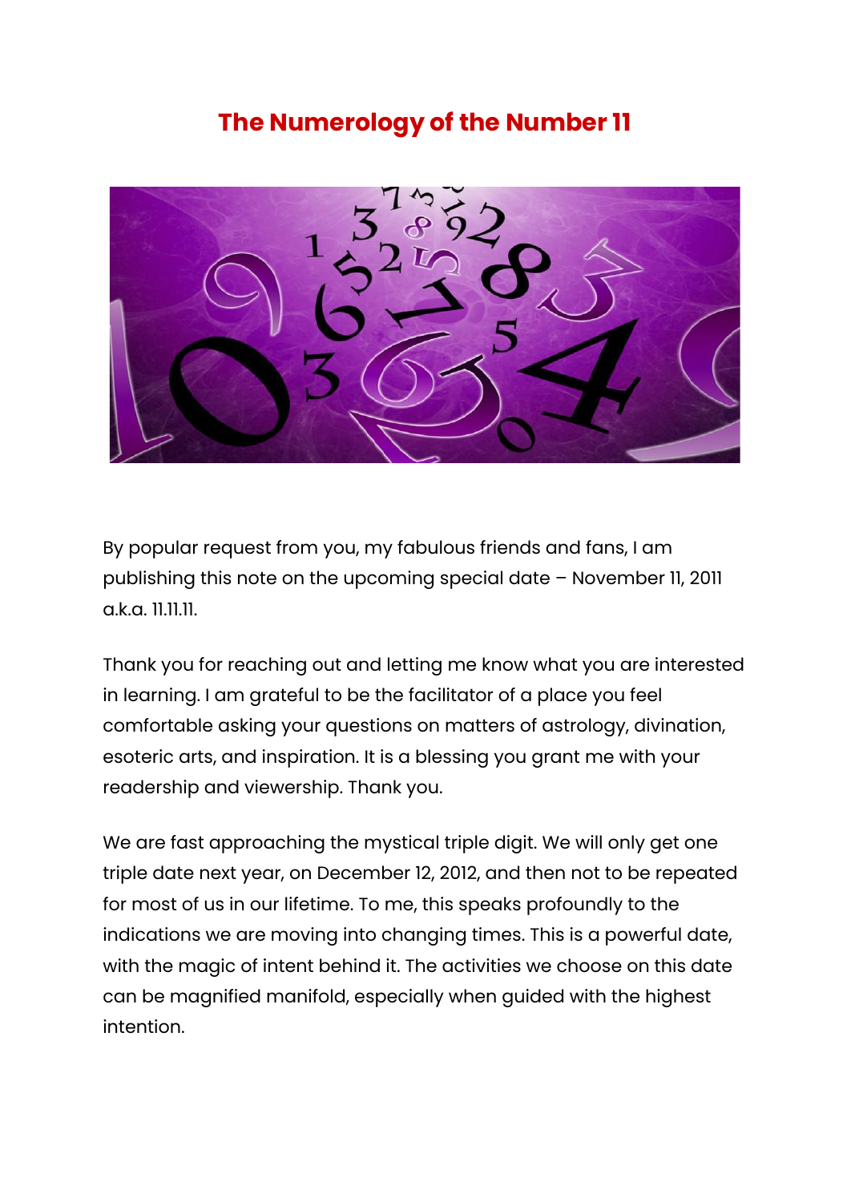# The Numerology of the Number 11

By popular request from you, my fabulous friends and fans, I am publishing this note on the upcoming special date – November 11, 2011 a.k.a. 11.11.11.

Thank you for reaching out and letting me know what you are interested in learning. I am grateful to be the facilitator of a place you feel comfortable asking your questions on matters of astrology, divination, esoteric arts, and inspiration. It is a blessing you grant me with your readership and viewership. Thank you.

We are fast approaching the mystical triple digit. We will only get one triple date next year, on December 12, 2012, and then not to be repeated for most of us in our lifetime. To me, this speaks profoundly to the indications we are moving into changing times. This is a powerful date, with the magic of intent behind it. The activities we choose on this date can be magnified manifold, especially when guided with the highest intention.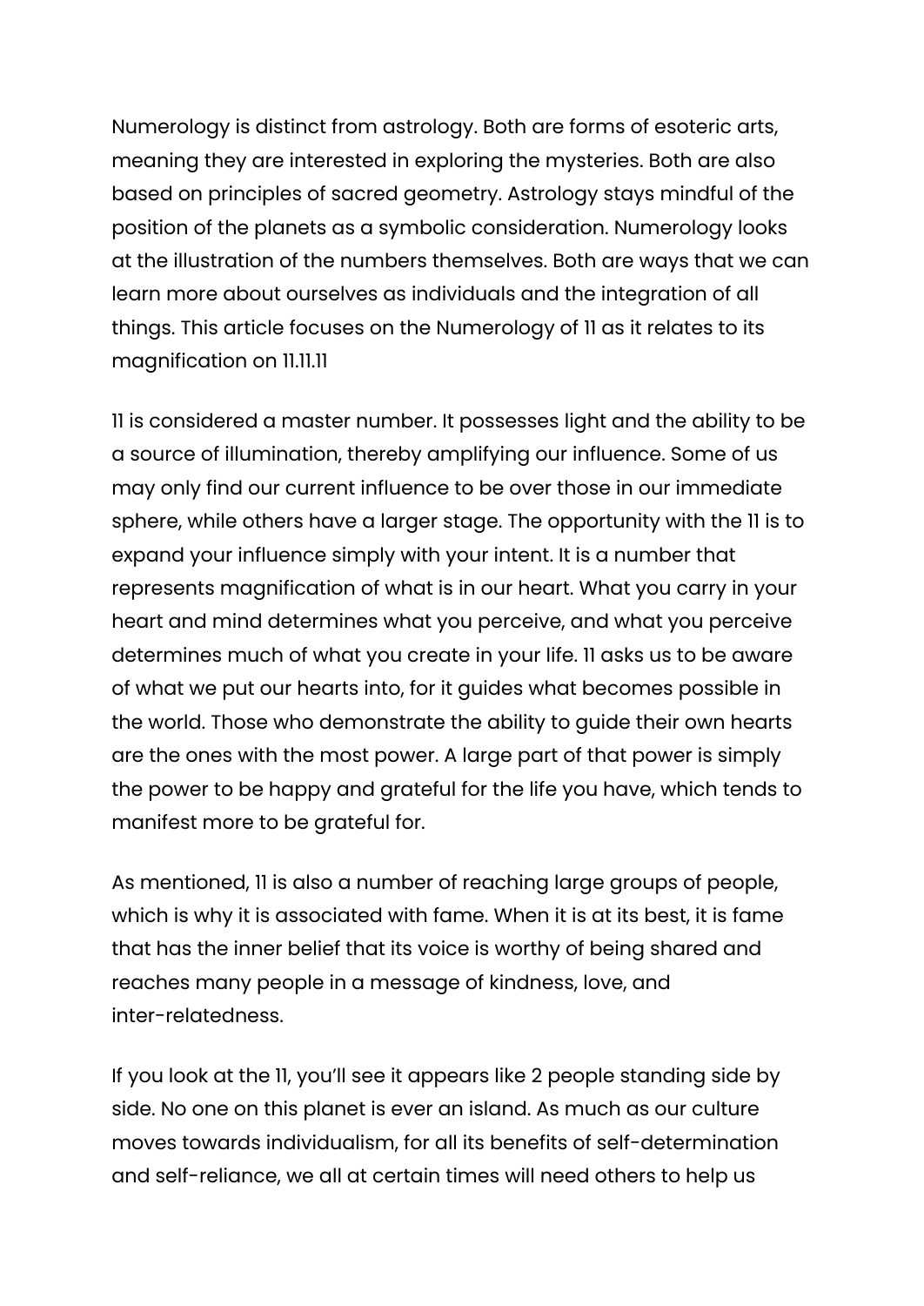Numerology is distinct from astrology. Both are forms of esoteric arts, meaning they are interested in exploring the mysteries. Both are also based on principles of sacred geometry. Astrology stays mindful of the position of the planets as a symbolic consideration. Numerology looks at the illustration of the numbers themselves. Both are ways that we can learn more about ourselves as individuals and the integration of all things. This article focuses on the Numerology of 11 as it relates to its magnification on 11.11.11

11 is considered a master number. It possesses light and the ability to be a source of illumination, thereby amplifying our influence. Some of us may only find our current influence to be over those in our immediate sphere, while others have a larger stage. The opportunity with the 11 is to expand your influence simply with your intent. It is a number that represents magnification of what is in our heart. What you carry in your heart and mind determines what you perceive, and what you perceive determines much of what you create in your life. 11 asks us to be aware of what we put our hearts into, for it guides what becomes possible in the world. Those who demonstrate the ability to guide their own hearts are the ones with the most power. A large part of that power is simply the power to be happy and grateful for the life you have, which tends to manifest more to be grateful for.

As mentioned, 11 is also a number of reaching large groups of people, which is why it is associated with fame. When it is at its best, it is fame that has the inner belief that its voice is worthy of being shared and reaches many people in a message of kindness, love, and inter-relatedness.

If you look at the 11, you'll see it appears like 2 people standing side by side. No one on this planet is ever an island. As much as our culture moves towards individualism, for all its benefits of self-determination and self-reliance, we all at certain times will need others to help us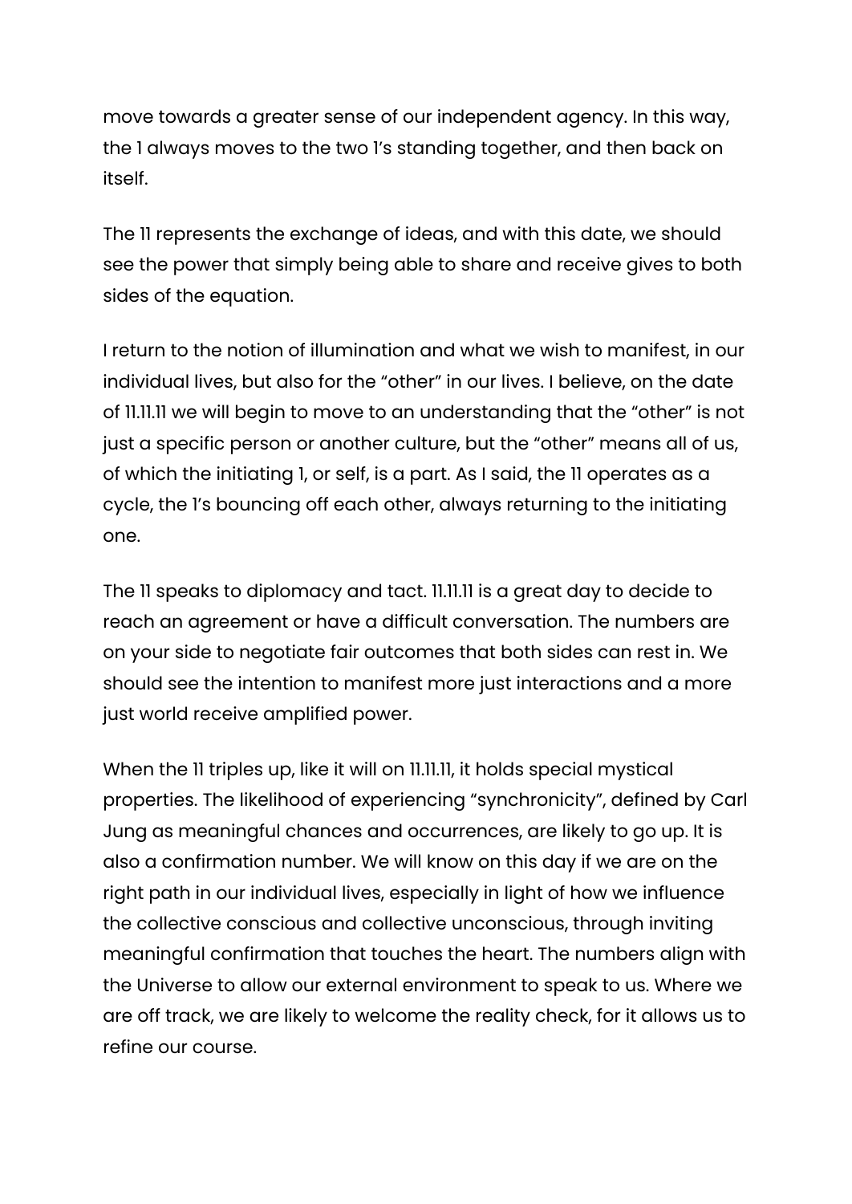move towards a greater sense of our independent agency. In this way, the 1 always moves to the two 1's standing together, and then back on itself.

The 11 represents the exchange of ideas, and with this date, we should see the power that simply being able to share and receive gives to both sides of the equation.

I return to the notion of illumination and what we wish to manifest, in our individual lives, but also for the "other" in our lives. I believe, on the date of 11.11.11 we will begin to move to an understanding that the "other" is not just a specific person or another culture, but the "other" means all of us, of which the initiating 1, or self, is a part. As I said, the 11 operates as a cycle, the 1's bouncing off each other, always returning to the initiating one.

The 11 speaks to diplomacy and tact. 11.11.11 is a great day to decide to reach an agreement or have a difficult conversation. The numbers are on your side to negotiate fair outcomes that both sides can rest in. We should see the intention to manifest more just interactions and a more just world receive amplified power.

When the 11 triples up, like it will on 11.11.11, it holds special mystical properties. The likelihood of experiencing "synchronicity", defined by Carl Jung as meaningful chances and occurrences, are likely to go up. It is also a confirmation number. We will know on this day if we are on the right path in our individual lives, especially in light of how we influence the collective conscious and collective unconscious, through inviting meaningful confirmation that touches the heart. The numbers align with the Universe to allow our external environment to speak to us. Where we are off track, we are likely to welcome the reality check, for it allows us to refine our course.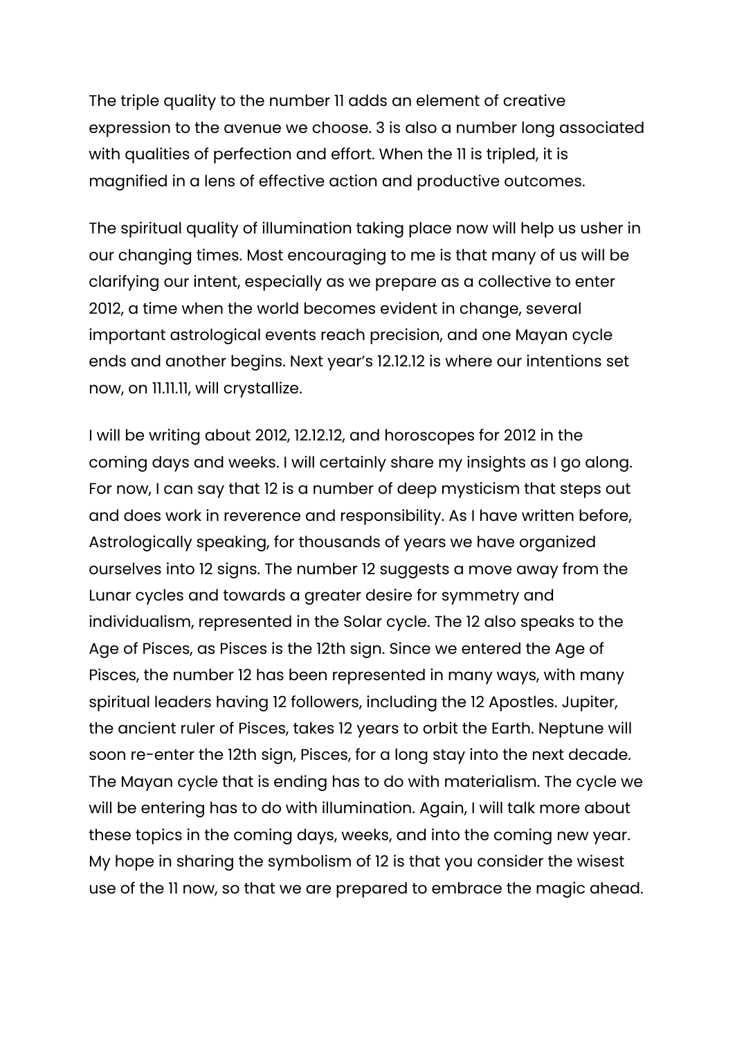The triple quality to the number 11 adds an element of creative expression to the avenue we choose. 3 is also a number long associated with qualities of perfection and effort. When the 11 is tripled, it is magnified in a lens of effective action and productive outcomes.

The spiritual quality of illumination taking place now will help us usher in our changing times. Most encouraging to me is that many of us will be clarifying our intent, especially as we prepare as a collective to enter 2012, a time when the world becomes evident in change, several important astrological events reach precision, and one Mayan cycle ends and another begins. Next year's 12.12.12 is where our intentions set now, on 11.11.11, will crystallize.

I will be writing about 2012, 12.12.12, and horoscopes for 2012 in the coming days and weeks. I will certainly share my insights as I go along. For now, I can say that 12 is a number of deep mysticism that steps out and does work in reverence and responsibility. As I have written before, Astrologically speaking, for thousands of years we have organized ourselves into 12 signs. The number 12 suggests a move away from the Lunar cycles and towards a greater desire for symmetry and individualism, represented in the Solar cycle. The 12 also speaks to the Age of Pisces, as Pisces is the 12th sign. Since we entered the Age of Pisces, the number 12 has been represented in many ways, with many spiritual leaders having 12 followers, including the 12 Apostles. Jupiter, the ancient ruler of Pisces, takes 12 years to orbit the Earth. Neptune will soon re-enter the 12th sign, Pisces, for a long stay into the next decade. The Mayan cycle that is ending has to do with materialism. The cycle we will be entering has to do with illumination. Again, I will talk more about these topics in the coming days, weeks, and into the coming new year. My hope in sharing the symbolism of 12 is that you consider the wisest use of the 11 now, so that we are prepared to embrace the magic ahead.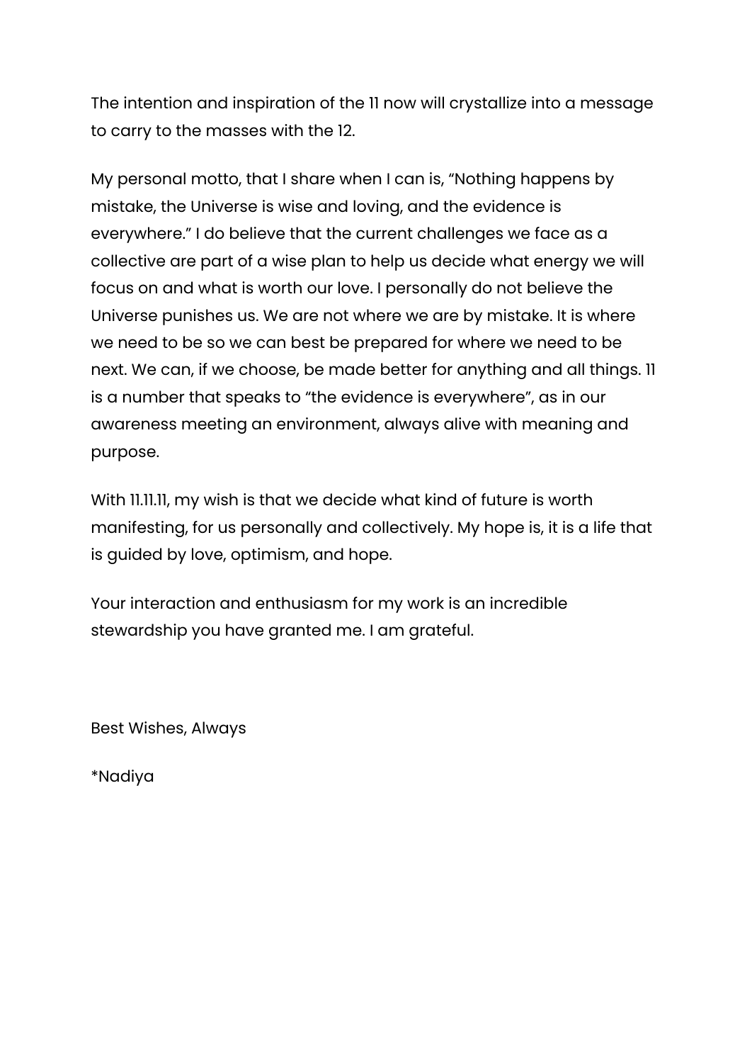The intention and inspiration of the 11 now will crystallize into a message to carry to the masses with the 12.

My personal motto, that I share when I can is, “Nothing happens by mistake, the Universe is wise and loving, and the evidence is everywhere.” I do believe that the current challenges we face as a collective are part of a wise plan to help us decide what energy we will focus on and what is worth our love. I personally do not believe the Universe punishes us. We are not where we are by mistake. It is where we need to be so we can best be prepared for where we need to be next. We can, if we choose, be made better for anything and all things. 11 is a number that speaks to “the evidence is everywhere”, as in our awareness meeting an environment, always alive with meaning and purpose.

With 11.11.11, my wish is that we decide what kind of future is worth manifesting, for us personally and collectively. My hope is, it is a life that is guided by love, optimism, and hope.

Your interaction and enthusiasm for my work is an incredible stewardship you have granted me. I am grateful.

Best Wishes, Always

*Nadiya